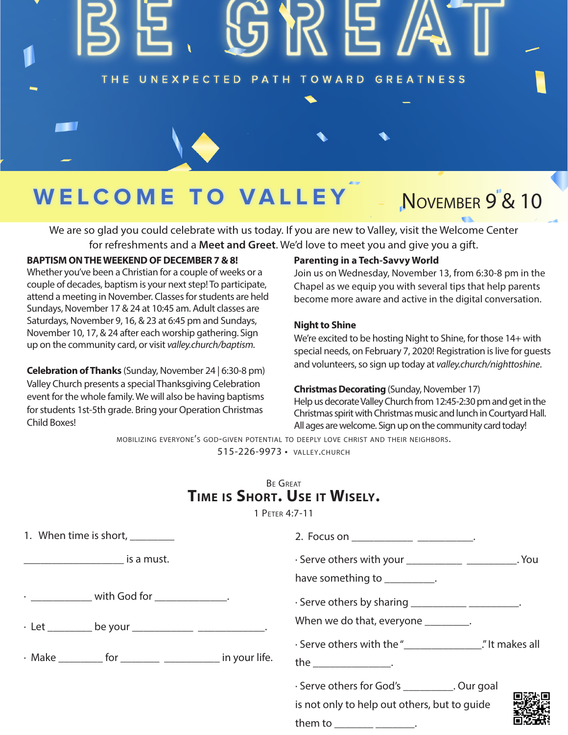# BE GREAT

THE UNEXPECTED PATH TOWARD GREATNESS

## WELCOME TO VALLEY

NOVEMBER 9 & 10

We are so glad you could celebrate with us today. If you are new to Valley, visit the Welcome Center for refreshments and a **Meet and Greet**. We'd love to meet you and give you a gift.

**BAPTISM ON THE WEEKEND OF DECEMBER 7 & 8!**
Whether you've been a Christian for a couple of weeks or a couple of decades, baptism is your next step! To participate, attend a meeting in November. Classes for students are held Sundays, November 17 & 24 at 10:45 am. Adult classes are Saturdays, November 9, 16, & 23 at 6:45 pm and Sundays, November 10, 17, & 24 after each worship gathering. Sign up on the community card, or visit *valley.church/baptism.*

**Celebration of Thanks** (Sunday, November 24 | 6:30-8 pm)
Valley Church presents a special Thanksgiving Celebration event for the whole family. We will also be having baptisms for students 1st-5th grade. Bring your Operation Christmas Child Boxes!

**Parenting in a Tech-Savvy World**
Join us on Wednesday, November 13, from 6:30-8 pm in the Chapel as we equip you with several tips that help parents become more aware and active in the digital conversation.

**Night to Shine**
We're excited to be hosting Night to Shine, for those 14+ with special needs, on February 7, 2020! Registration is live for guests and volunteers, so sign up today at *valley.church/nighttoshine*.

**Christmas Decorating** (Sunday, November 17)
Help us decorate Valley Church from 12:45-2:30 pm and get in the Christmas spirit with Christmas music and lunch in Courtyard Hall. All ages are welcome. Sign up on the community card today!

MOBILIZING EVERYONE'S GOD-GIVEN POTENTIAL TO DEEPLY LOVE CHRIST AND THEIR NEIGHBORS.
515-226-9973 • VALLEY.CHURCH

BE GREAT

## TIME IS SHORT. USE IT WISELY.

1 PETER 4:7-11

1. When time is short, ________ ________________ is a must.

- ___________ with God for _____________.
- Let ________ be your ___________ ____________.
- Make ________ for _______ __________ in your life.

2. Focus on ___________ __________.

- Serve others with your __________ _________. You have something to _________.
- Serve others by sharing __________ _________. When we do that, everyone ________.
- Serve others with the "______________." It makes all the ______________.
- Serve others for God's _________. Our goal is not only to help out others, but to guide them to _______ _______.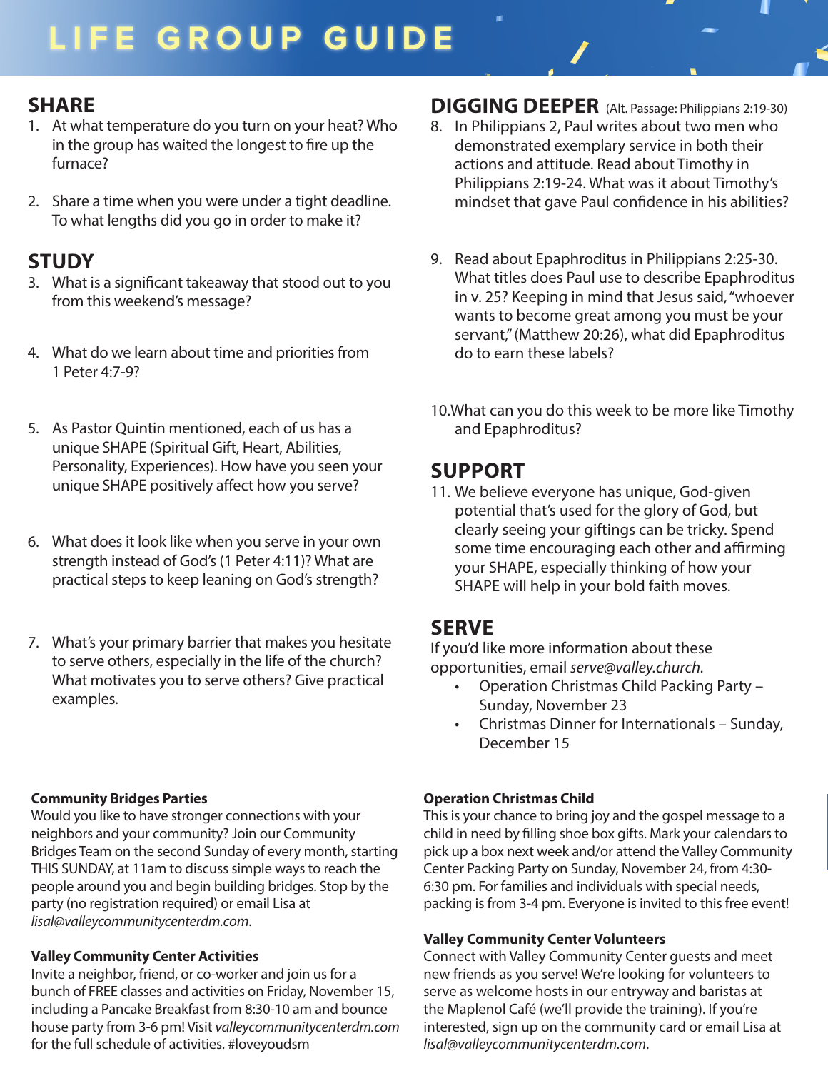# LIFE GROUP GUIDE

## SHARE

1. At what temperature do you turn on your heat? Who in the group has waited the longest to fire up the furnace?

2. Share a time when you were under a tight deadline. To what lengths did you go in order to make it?

## STUDY

3. What is a significant takeaway that stood out to you from this weekend's message?

4. What do we learn about time and priorities from 1 Peter 4:7-9?

5. As Pastor Quintin mentioned, each of us has a unique SHAPE (Spiritual Gift, Heart, Abilities, Personality, Experiences). How have you seen your unique SHAPE positively affect how you serve?

6. What does it look like when you serve in your own strength instead of God's (1 Peter 4:11)? What are practical steps to keep leaning on God's strength?

7. What's your primary barrier that makes you hesitate to serve others, especially in the life of the church? What motivates you to serve others? Give practical examples.

## DIGGING DEEPER (Alt. Passage: Philippians 2:19-30)

8. In Philippians 2, Paul writes about two men who demonstrated exemplary service in both their actions and attitude. Read about Timothy in Philippians 2:19-24. What was it about Timothy's mindset that gave Paul confidence in his abilities?

9. Read about Epaphroditus in Philippians 2:25-30. What titles does Paul use to describe Epaphroditus in v. 25? Keeping in mind that Jesus said, "whoever wants to become great among you must be your servant," (Matthew 20:26), what did Epaphroditus do to earn these labels?

10. What can you do this week to be more like Timothy and Epaphroditus?

## SUPPORT

11. We believe everyone has unique, God-given potential that's used for the glory of God, but clearly seeing your giftings can be tricky. Spend some time encouraging each other and affirming your SHAPE, especially thinking of how your SHAPE will help in your bold faith moves.

## SERVE

If you'd like more information about these opportunities, email *serve@valley.church.*

- Operation Christmas Child Packing Party – Sunday, November 23
- Christmas Dinner for Internationals – Sunday, December 15

**Community Bridges Parties**
Would you like to have stronger connections with your neighbors and your community? Join our Community Bridges Team on the second Sunday of every month, starting THIS SUNDAY, at 11am to discuss simple ways to reach the people around you and begin building bridges. Stop by the party (no registration required) or email Lisa at *lisal@valleycommunitycenterdm.com*.

**Valley Community Center Activities**
Invite a neighbor, friend, or co-worker and join us for a bunch of FREE classes and activities on Friday, November 15, including a Pancake Breakfast from 8:30-10 am and bounce house party from 3-6 pm! Visit *valleycommunitycenterdm.com* for the full schedule of activities. #loveyoudsm

**Operation Christmas Child**
This is your chance to bring joy and the gospel message to a child in need by filling shoe box gifts. Mark your calendars to pick up a box next week and/or attend the Valley Community Center Packing Party on Sunday, November 24, from 4:30-6:30 pm. For families and individuals with special needs, packing is from 3-4 pm. Everyone is invited to this free event!

**Valley Community Center Volunteers**
Connect with Valley Community Center guests and meet new friends as you serve! We're looking for volunteers to serve as welcome hosts in our entryway and baristas at the Maplenol Café (we'll provide the training). If you're interested, sign up on the community card or email Lisa at *lisal@valleycommunitycenterdm.com*.